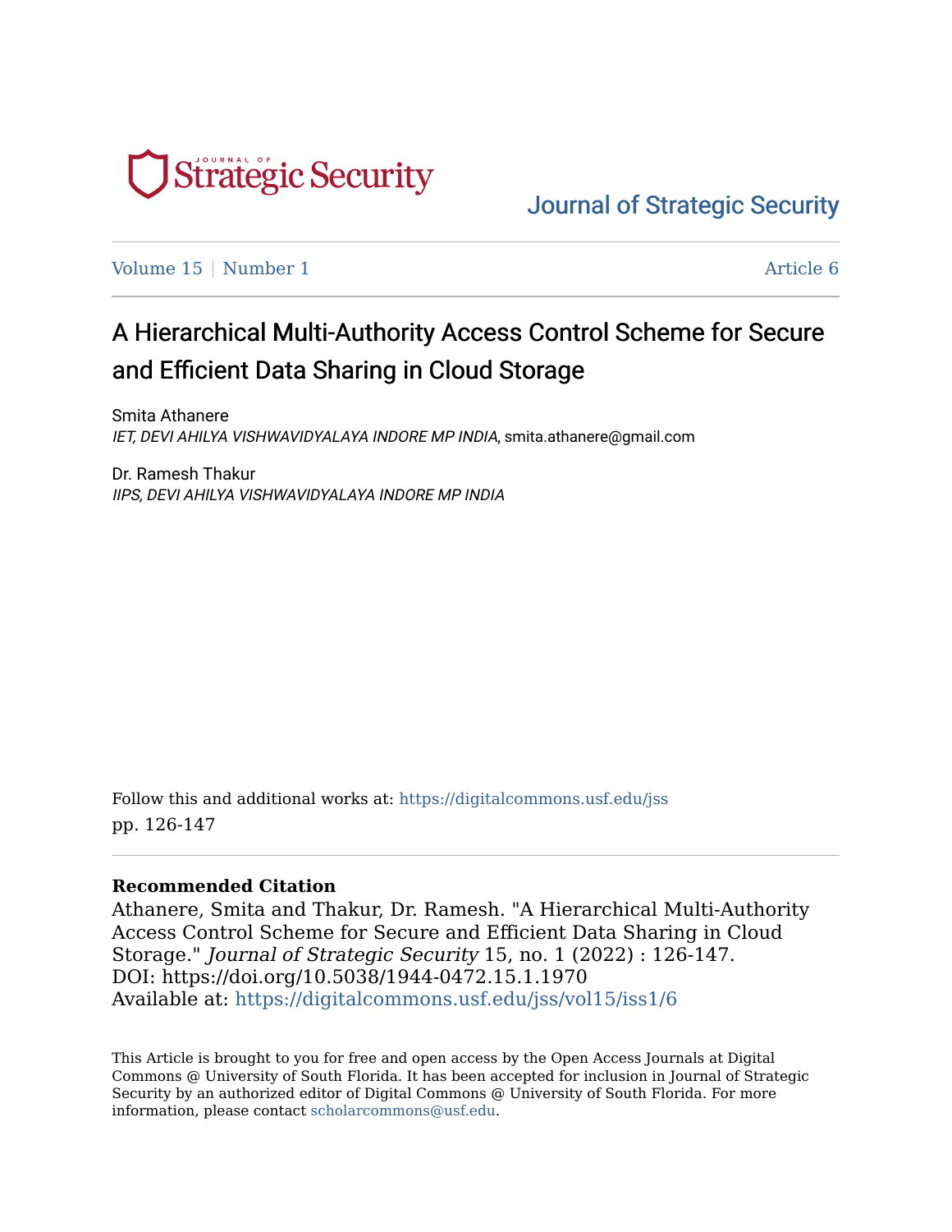Journal of Strategic Security

Volume 15 | Number 1 Article 6

# A Hierarchical Multi-Authority Access Control Scheme for Secure and Efficient Data Sharing in Cloud Storage

Smita Athanere
*IET, DEVI AHILYA VISHWAVIDYALAYA INDORE MP INDIA*, smita.athanere@gmail.com

Dr. Ramesh Thakur
*IIPS, DEVI AHILYA VISHWAVIDYALAYA INDORE MP INDIA*

Follow this and additional works at: https://digitalcommons.usf.edu/jss
pp. 126-147

**Recommended Citation**
Athanere, Smita and Thakur, Dr. Ramesh. "A Hierarchical Multi-Authority Access Control Scheme for Secure and Efficient Data Sharing in Cloud Storage." *Journal of Strategic Security* 15, no. 1 (2022) : 126-147.
DOI: https://doi.org/10.5038/1944-0472.15.1.1970
Available at: https://digitalcommons.usf.edu/jss/vol15/iss1/6

This Article is brought to you for free and open access by the Open Access Journals at Digital Commons @ University of South Florida. It has been accepted for inclusion in Journal of Strategic Security by an authorized editor of Digital Commons @ University of South Florida. For more information, please contact scholarcommons@usf.edu.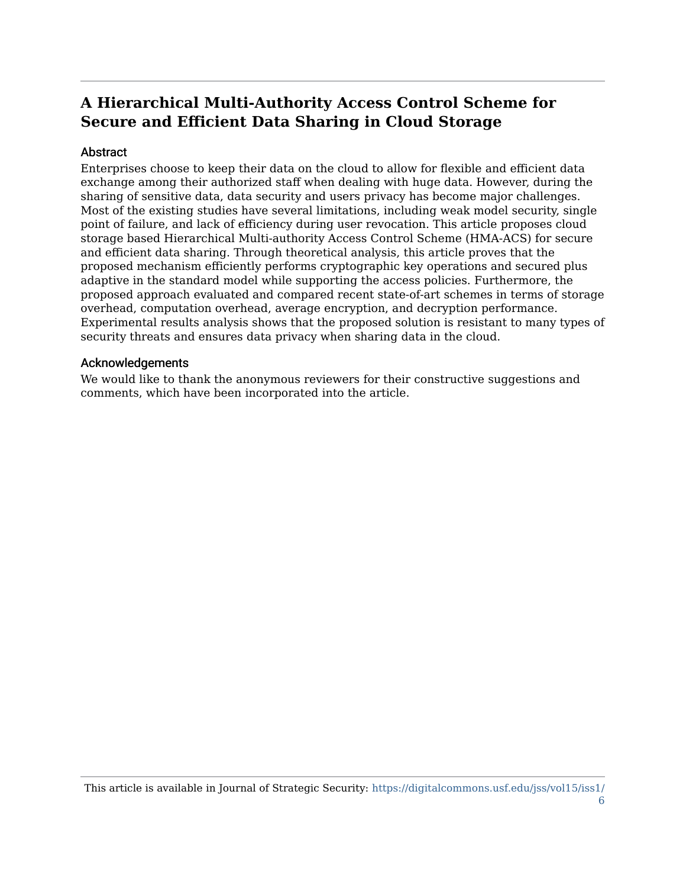# A Hierarchical Multi-Authority Access Control Scheme for Secure and Efficient Data Sharing in Cloud Storage

## Abstract

Enterprises choose to keep their data on the cloud to allow for flexible and efficient data exchange among their authorized staff when dealing with huge data. However, during the sharing of sensitive data, data security and users privacy has become major challenges. Most of the existing studies have several limitations, including weak model security, single point of failure, and lack of efficiency during user revocation. This article proposes cloud storage based Hierarchical Multi-authority Access Control Scheme (HMA-ACS) for secure and efficient data sharing. Through theoretical analysis, this article proves that the proposed mechanism efficiently performs cryptographic key operations and secured plus adaptive in the standard model while supporting the access policies. Furthermore, the proposed approach evaluated and compared recent state-of-art schemes in terms of storage overhead, computation overhead, average encryption, and decryption performance. Experimental results analysis shows that the proposed solution is resistant to many types of security threats and ensures data privacy when sharing data in the cloud.

## Acknowledgements

We would like to thank the anonymous reviewers for their constructive suggestions and comments, which have been incorporated into the article.

This article is available in Journal of Strategic Security: https://digitalcommons.usf.edu/jss/vol15/iss1/6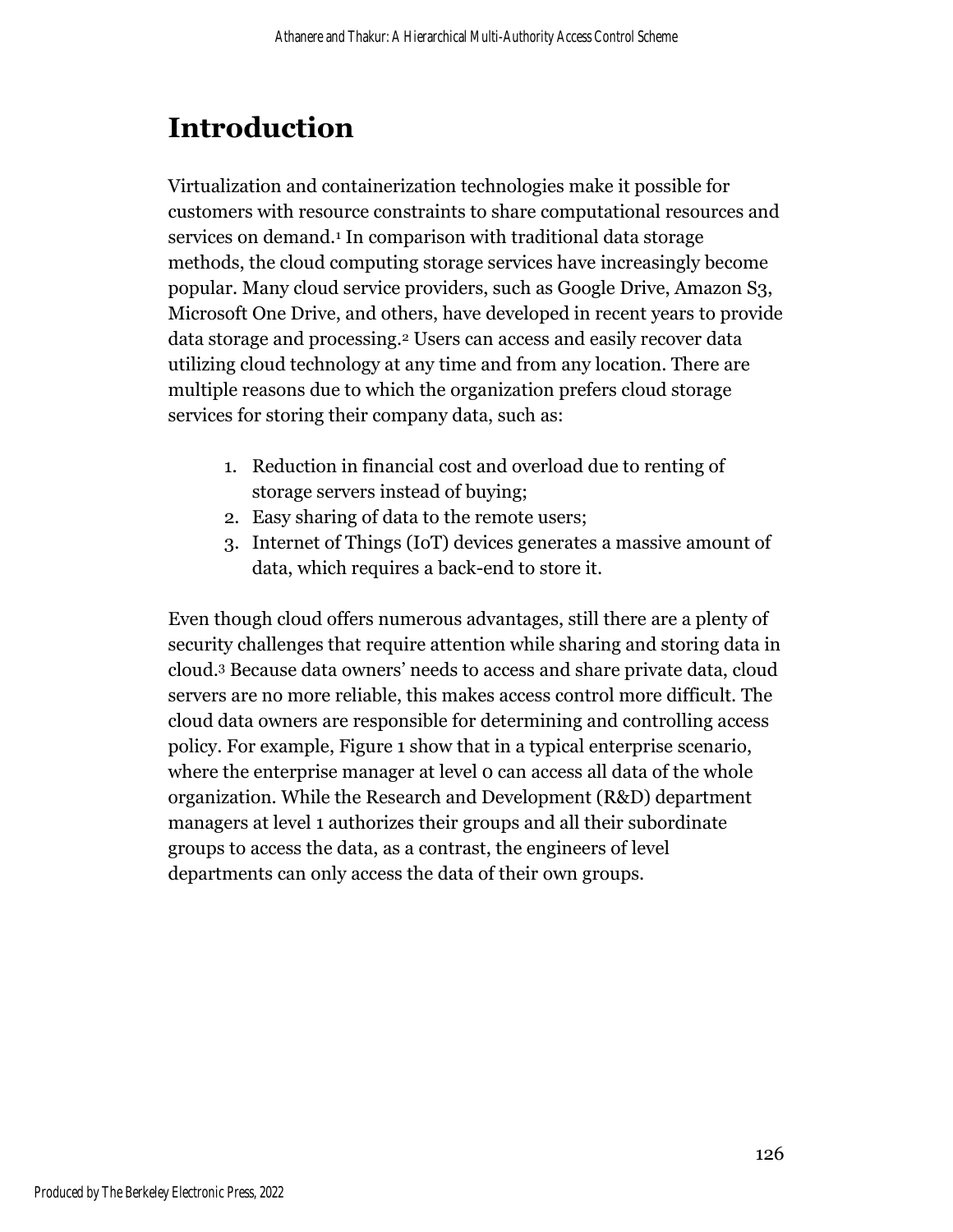# Introduction

Virtualization and containerization technologies make it possible for customers with resource constraints to share computational resources and services on demand.[1] In comparison with traditional data storage methods, the cloud computing storage services have increasingly become popular. Many cloud service providers, such as Google Drive, Amazon S3, Microsoft One Drive, and others, have developed in recent years to provide data storage and processing.[2] Users can access and easily recover data utilizing cloud technology at any time and from any location. There are multiple reasons due to which the organization prefers cloud storage services for storing their company data, such as:

1. Reduction in financial cost and overload due to renting of storage servers instead of buying;
2. Easy sharing of data to the remote users;
3. Internet of Things (IoT) devices generates a massive amount of data, which requires a back-end to store it.

Even though cloud offers numerous advantages, still there are a plenty of security challenges that require attention while sharing and storing data in cloud.[3] Because data owners' needs to access and share private data, cloud servers are no more reliable, this makes access control more difficult. The cloud data owners are responsible for determining and controlling access policy. For example, Figure 1 show that in a typical enterprise scenario, where the enterprise manager at level 0 can access all data of the whole organization. While the Research and Development (R&D) department managers at level 1 authorizes their groups and all their subordinate groups to access the data, as a contrast, the engineers of level departments can only access the data of their own groups.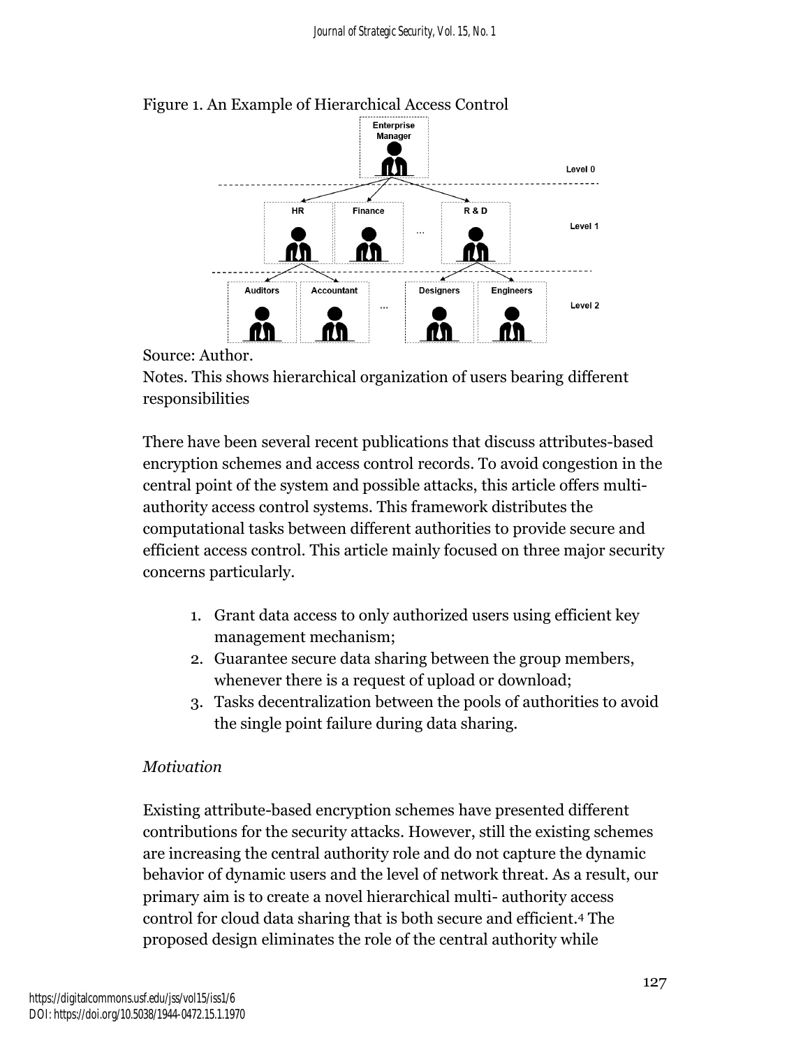Figure 1. An Example of Hierarchical Access Control

Source: Author.

Notes. This shows hierarchical organization of users bearing different responsibilities

There have been several recent publications that discuss attributes-based encryption schemes and access control records. To avoid congestion in the central point of the system and possible attacks, this article offers multi-authority access control systems. This framework distributes the computational tasks between different authorities to provide secure and efficient access control. This article mainly focused on three major security concerns particularly.

1. Grant data access to only authorized users using efficient key management mechanism;
2. Guarantee secure data sharing between the group members, whenever there is a request of upload or download;
3. Tasks decentralization between the pools of authorities to avoid the single point failure during data sharing.

*Motivation*

Existing attribute-based encryption schemes have presented different contributions for the security attacks. However, still the existing schemes are increasing the central authority role and do not capture the dynamic behavior of dynamic users and the level of network threat. As a result, our primary aim is to create a novel hierarchical multi- authority access control for cloud data sharing that is both secure and efficient.[4] The proposed design eliminates the role of the central authority while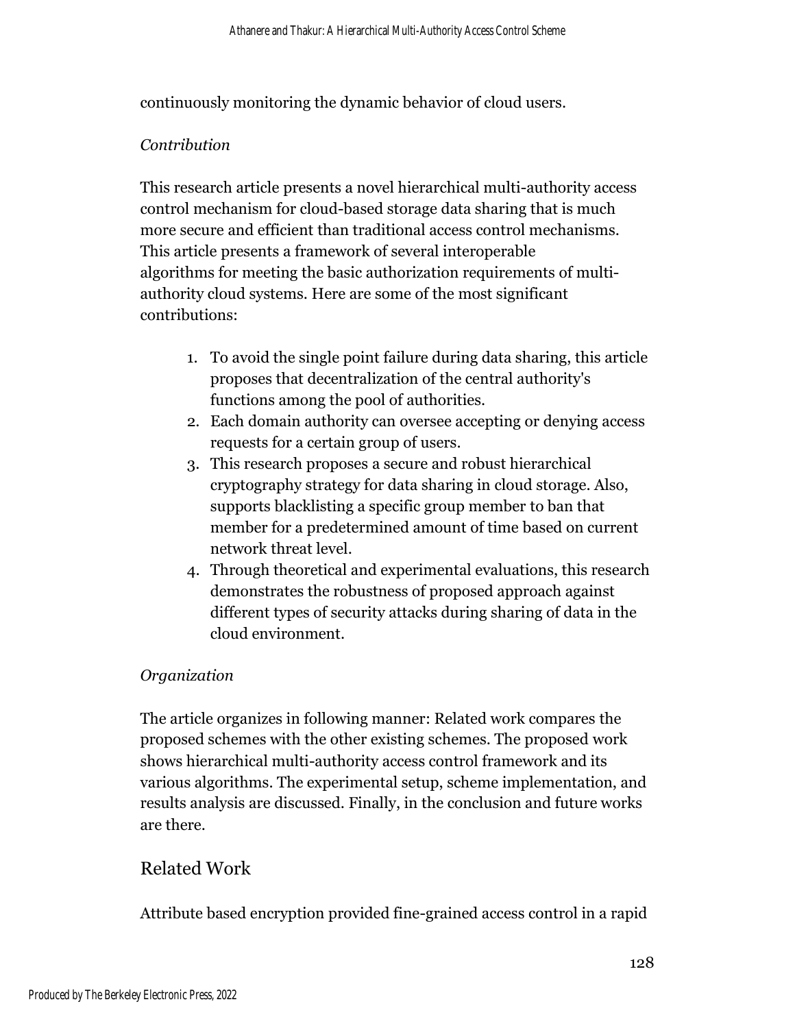continuously monitoring the dynamic behavior of cloud users.

*Contribution*

This research article presents a novel hierarchical multi-authority access control mechanism for cloud-based storage data sharing that is much more secure and efficient than traditional access control mechanisms. This article presents a framework of several interoperable algorithms for meeting the basic authorization requirements of multi-authority cloud systems. Here are some of the most significant contributions:

1. To avoid the single point failure during data sharing, this article proposes that decentralization of the central authority's functions among the pool of authorities.
2. Each domain authority can oversee accepting or denying access requests for a certain group of users.
3. This research proposes a secure and robust hierarchical cryptography strategy for data sharing in cloud storage. Also, supports blacklisting a specific group member to ban that member for a predetermined amount of time based on current network threat level.
4. Through theoretical and experimental evaluations, this research demonstrates the robustness of proposed approach against different types of security attacks during sharing of data in the cloud environment.

*Organization*

The article organizes in following manner: Related work compares the proposed schemes with the other existing schemes. The proposed work shows hierarchical multi-authority access control framework and its various algorithms. The experimental setup, scheme implementation, and results analysis are discussed. Finally, in the conclusion and future works are there.

## Related Work

Attribute based encryption provided fine-grained access control in a rapid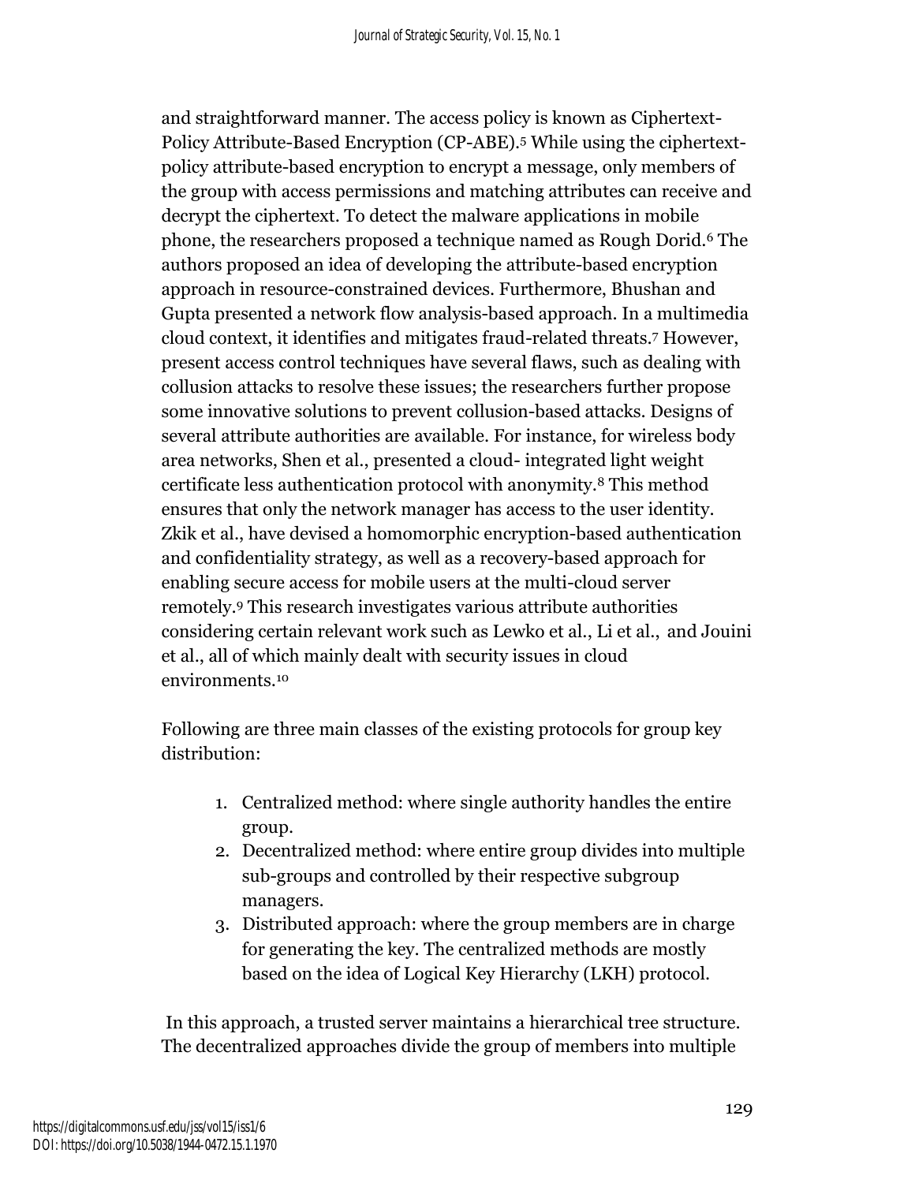and straightforward manner. The access policy is known as Ciphertext-Policy Attribute-Based Encryption (CP-ABE).[5] While using the ciphertext-policy attribute-based encryption to encrypt a message, only members of the group with access permissions and matching attributes can receive and decrypt the ciphertext. To detect the malware applications in mobile phone, the researchers proposed a technique named as Rough Dorid.[6] The authors proposed an idea of developing the attribute-based encryption approach in resource-constrained devices. Furthermore, Bhushan and Gupta presented a network flow analysis-based approach. In a multimedia cloud context, it identifies and mitigates fraud-related threats.[7] However, present access control techniques have several flaws, such as dealing with collusion attacks to resolve these issues; the researchers further propose some innovative solutions to prevent collusion-based attacks. Designs of several attribute authorities are available. For instance, for wireless body area networks, Shen et al., presented a cloud- integrated light weight certificate less authentication protocol with anonymity.[8] This method ensures that only the network manager has access to the user identity. Zkik et al., have devised a homomorphic encryption-based authentication and confidentiality strategy, as well as a recovery-based approach for enabling secure access for mobile users at the multi-cloud server remotely.[9] This research investigates various attribute authorities considering certain relevant work such as Lewko et al., Li et al., and Jouini et al., all of which mainly dealt with security issues in cloud environments.[10]

Following are three main classes of the existing protocols for group key distribution:

1. Centralized method: where single authority handles the entire group.
2. Decentralized method: where entire group divides into multiple sub-groups and controlled by their respective subgroup managers.
3. Distributed approach: where the group members are in charge for generating the key. The centralized methods are mostly based on the idea of Logical Key Hierarchy (LKH) protocol.

In this approach, a trusted server maintains a hierarchical tree structure. The decentralized approaches divide the group of members into multiple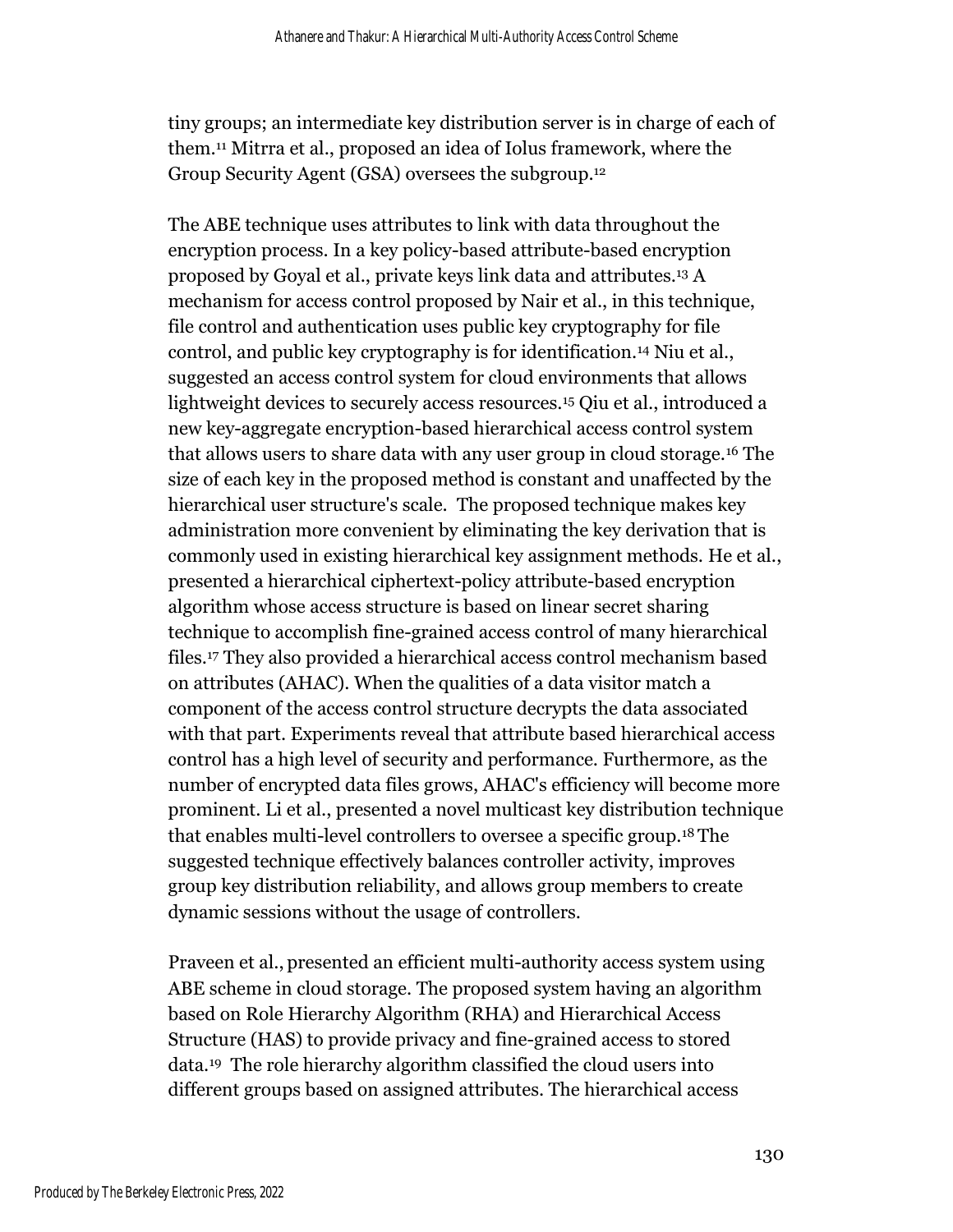tiny groups; an intermediate key distribution server is in charge of each of them.[11] Mitrra et al., proposed an idea of Iolus framework, where the Group Security Agent (GSA) oversees the subgroup.[12]

The ABE technique uses attributes to link with data throughout the encryption process. In a key policy-based attribute-based encryption proposed by Goyal et al., private keys link data and attributes.[13] A mechanism for access control proposed by Nair et al., in this technique, file control and authentication uses public key cryptography for file control, and public key cryptography is for identification.[14] Niu et al., suggested an access control system for cloud environments that allows lightweight devices to securely access resources.[15] Qiu et al., introduced a new key-aggregate encryption-based hierarchical access control system that allows users to share data with any user group in cloud storage.[16] The size of each key in the proposed method is constant and unaffected by the hierarchical user structure's scale. The proposed technique makes key administration more convenient by eliminating the key derivation that is commonly used in existing hierarchical key assignment methods. He et al., presented a hierarchical ciphertext-policy attribute-based encryption algorithm whose access structure is based on linear secret sharing technique to accomplish fine-grained access control of many hierarchical files.[17] They also provided a hierarchical access control mechanism based on attributes (AHAC). When the qualities of a data visitor match a component of the access control structure decrypts the data associated with that part. Experiments reveal that attribute based hierarchical access control has a high level of security and performance. Furthermore, as the number of encrypted data files grows, AHAC's efficiency will become more prominent. Li et al., presented a novel multicast key distribution technique that enables multi-level controllers to oversee a specific group.[18] The suggested technique effectively balances controller activity, improves group key distribution reliability, and allows group members to create dynamic sessions without the usage of controllers.

Praveen et al., presented an efficient multi-authority access system using ABE scheme in cloud storage. The proposed system having an algorithm based on Role Hierarchy Algorithm (RHA) and Hierarchical Access Structure (HAS) to provide privacy and fine-grained access to stored data.[19] The role hierarchy algorithm classified the cloud users into different groups based on assigned attributes. The hierarchical access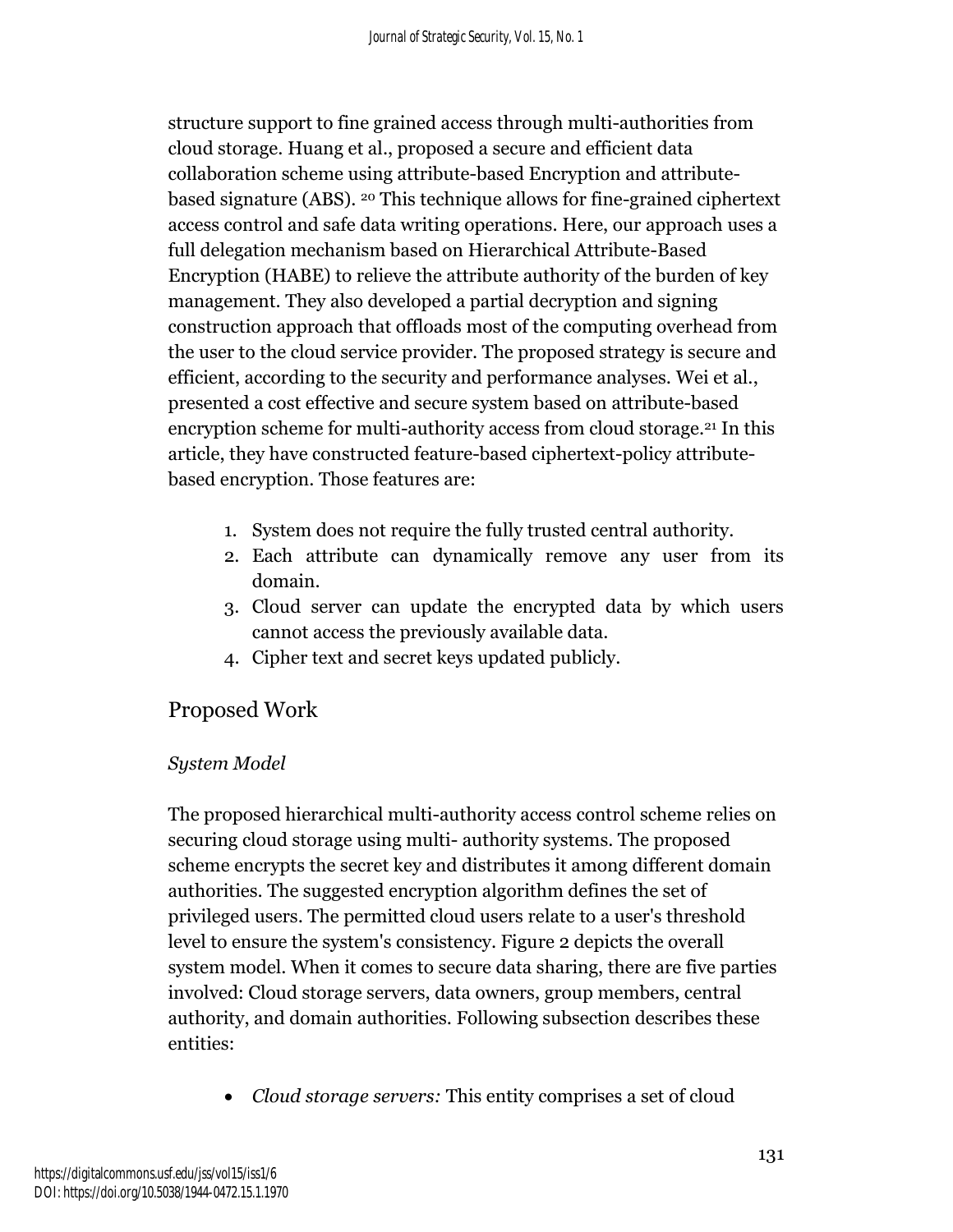structure support to fine grained access through multi-authorities from cloud storage. Huang et al., proposed a secure and efficient data collaboration scheme using attribute-based Encryption and attribute-based signature (ABS). [20] This technique allows for fine-grained ciphertext access control and safe data writing operations. Here, our approach uses a full delegation mechanism based on Hierarchical Attribute-Based Encryption (HABE) to relieve the attribute authority of the burden of key management. They also developed a partial decryption and signing construction approach that offloads most of the computing overhead from the user to the cloud service provider. The proposed strategy is secure and efficient, according to the security and performance analyses. Wei et al., presented a cost effective and secure system based on attribute-based encryption scheme for multi-authority access from cloud storage.[21] In this article, they have constructed feature-based ciphertext-policy attribute-based encryption. Those features are:

1. System does not require the fully trusted central authority.
2. Each attribute can dynamically remove any user from its domain.
3. Cloud server can update the encrypted data by which users cannot access the previously available data.
4. Cipher text and secret keys updated publicly.

## Proposed Work

### *System Model*

The proposed hierarchical multi-authority access control scheme relies on securing cloud storage using multi- authority systems. The proposed scheme encrypts the secret key and distributes it among different domain authorities. The suggested encryption algorithm defines the set of privileged users. The permitted cloud users relate to a user's threshold level to ensure the system's consistency. Figure 2 depicts the overall system model. When it comes to secure data sharing, there are five parties involved: Cloud storage servers, data owners, group members, central authority, and domain authorities. Following subsection describes these entities:

- *Cloud storage servers:* This entity comprises a set of cloud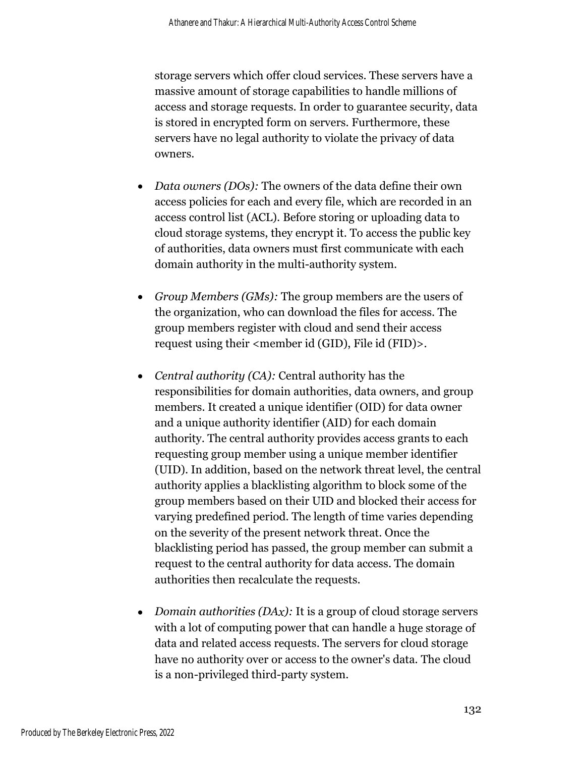storage servers which offer cloud services. These servers have a massive amount of storage capabilities to handle millions of access and storage requests. In order to guarantee security, data is stored in encrypted form on servers. Furthermore, these servers have no legal authority to violate the privacy of data owners.

- *Data owners (DOs):* The owners of the data define their own access policies for each and every file, which are recorded in an access control list (ACL). Before storing or uploading data to cloud storage systems, they encrypt it. To access the public key of authorities, data owners must first communicate with each domain authority in the multi-authority system.

- *Group Members (GMs):* The group members are the users of the organization, who can download the files for access. The group members register with cloud and send their access request using their <member id (GID), File id (FID)>.

- *Central authority (CA):* Central authority has the responsibilities for domain authorities, data owners, and group members. It created a unique identifier (OID) for data owner and a unique authority identifier (AID) for each domain authority. The central authority provides access grants to each requesting group member using a unique member identifier (UID). In addition, based on the network threat level, the central authority applies a blacklisting algorithm to block some of the group members based on their UID and blocked their access for varying predefined period. The length of time varies depending on the severity of the present network threat. Once the blacklisting period has passed, the group member can submit a request to the central authority for data access. The domain authorities then recalculate the requests.

- *Domain authorities (DAx):* It is a group of cloud storage servers with a lot of computing power that can handle a huge storage of data and related access requests. The servers for cloud storage have no authority over or access to the owner's data. The cloud is a non-privileged third-party system.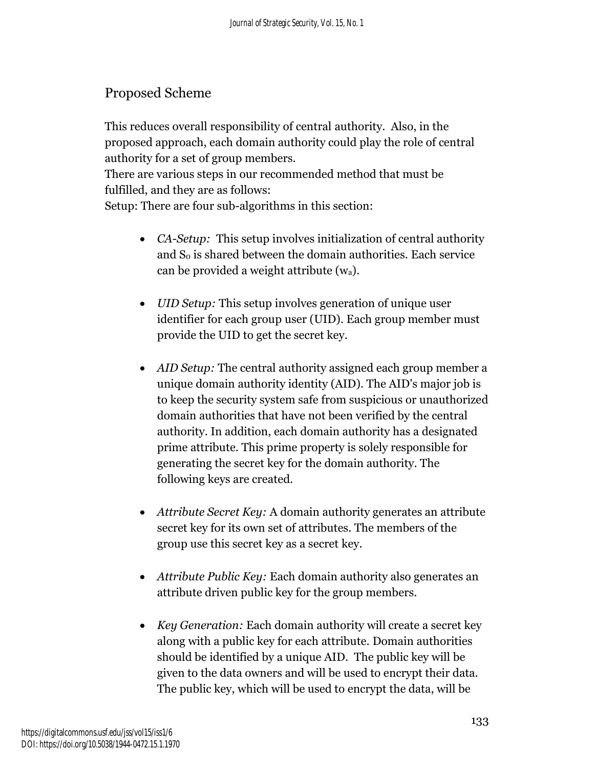## Proposed Scheme

This reduces overall responsibility of central authority. Also, in the proposed approach, each domain authority could play the role of central authority for a set of group members.
There are various steps in our recommended method that must be fulfilled, and they are as follows:
Setup: There are four sub-algorithms in this section:

- *CA-Setup:* This setup involves initialization of central authority and $S_o$ is shared between the domain authorities. Each service can be provided a weight attribute ($w_a$).

- *UID Setup:* This setup involves generation of unique user identifier for each group user (UID). Each group member must provide the UID to get the secret key.

- *AID Setup:* The central authority assigned each group member a unique domain authority identity (AID). The AID's major job is to keep the security system safe from suspicious or unauthorized domain authorities that have not been verified by the central authority. In addition, each domain authority has a designated prime attribute. This prime property is solely responsible for generating the secret key for the domain authority. The following keys are created.

- *Attribute Secret Key:* A domain authority generates an attribute secret key for its own set of attributes. The members of the group use this secret key as a secret key.

- *Attribute Public Key:* Each domain authority also generates an attribute driven public key for the group members.

- *Key Generation:* Each domain authority will create a secret key along with a public key for each attribute. Domain authorities should be identified by a unique AID. The public key will be given to the data owners and will be used to encrypt their data. The public key, which will be used to encrypt the data, will be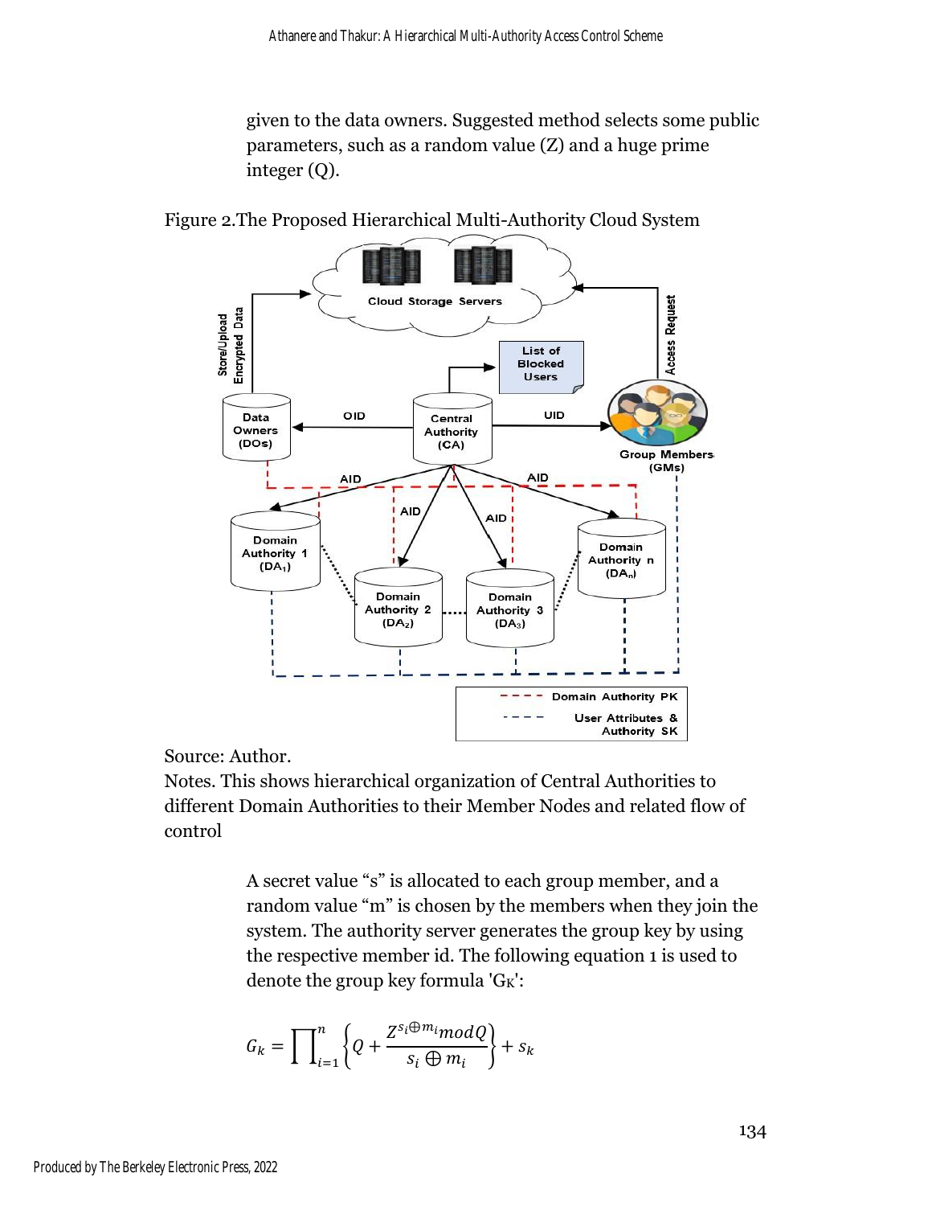given to the data owners. Suggested method selects some public parameters, such as a random value (Z) and a huge prime integer (Q).

Figure 2.The Proposed Hierarchical Multi-Authority Cloud System

Source: Author.

Notes. This shows hierarchical organization of Central Authorities to different Domain Authorities to their Member Nodes and related flow of control

A secret value “s” is allocated to each group member, and a random value “m” is chosen by the members when they join the system. The authority server generates the group key by using the respective member id. The following equation 1 is used to denote the group key formula '$G_K$':

$$G_k = \prod_{i=1}^{n} \left\{ Q + \frac{Z^{s_i \oplus m_i} mod Q}{s_i \oplus m_i} \right\} + s_k$$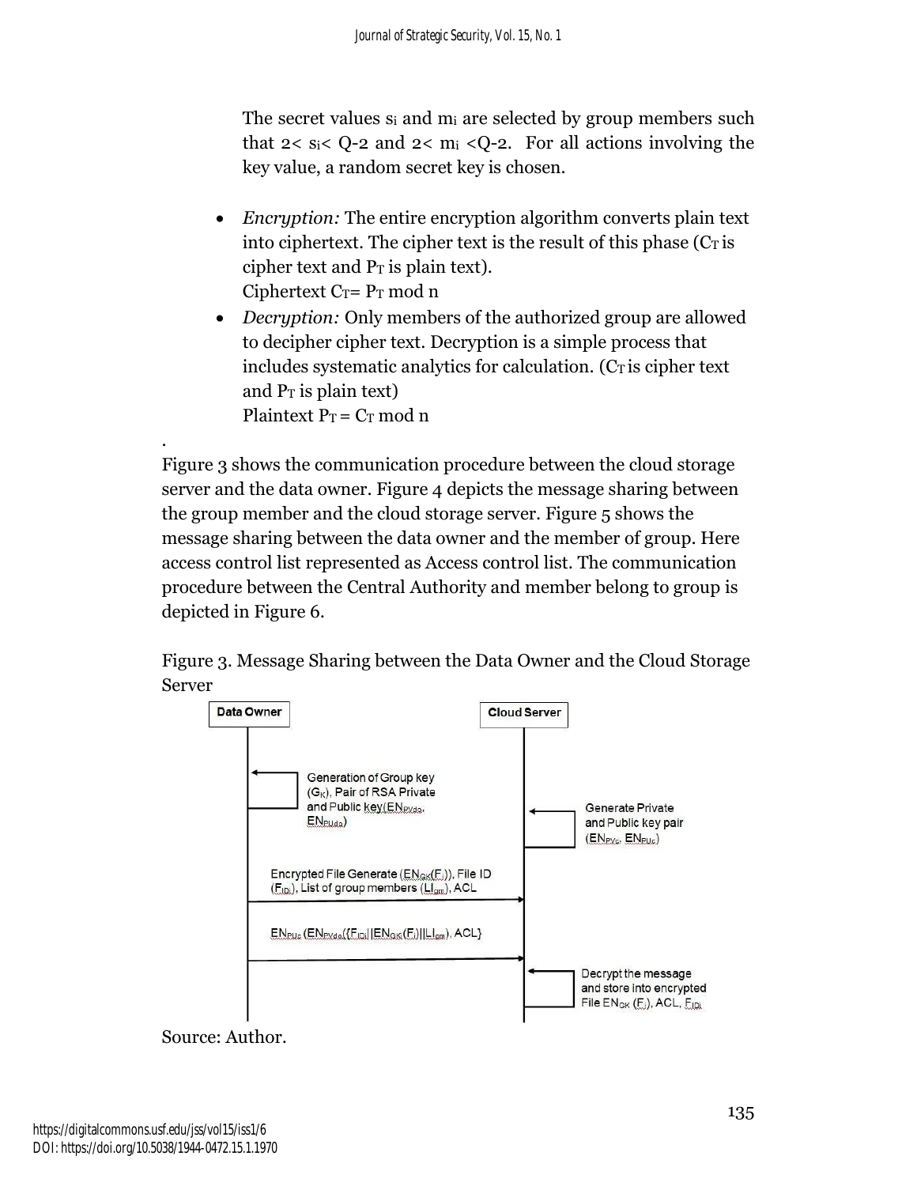The secret values $s_i$ and $m_i$ are selected by group members such that $2< s_i< Q-2$ and $2< m_i <Q-2$. For all actions involving the key value, a random secret key is chosen.

- *Encryption:* The entire encryption algorithm converts plain text into ciphertext. The cipher text is the result of this phase ($C_T$ is cipher text and $P_T$ is plain text).
  Ciphertext $C_T= P_T \bmod n$
- *Decryption:* Only members of the authorized group are allowed to decipher cipher text. Decryption is a simple process that includes systematic analytics for calculation. ($C_T$ is cipher text and $P_T$ is plain text)
  Plaintext $P_T = C_T \bmod n$

.

Figure 3 shows the communication procedure between the cloud storage server and the data owner. Figure 4 depicts the message sharing between the group member and the cloud storage server. Figure 5 shows the message sharing between the data owner and the member of group. Here access control list represented as Access control list. The communication procedure between the Central Authority and member belong to group is depicted in Figure 6.

Figure 3. Message Sharing between the Data Owner and the Cloud Storage Server

Source: Author.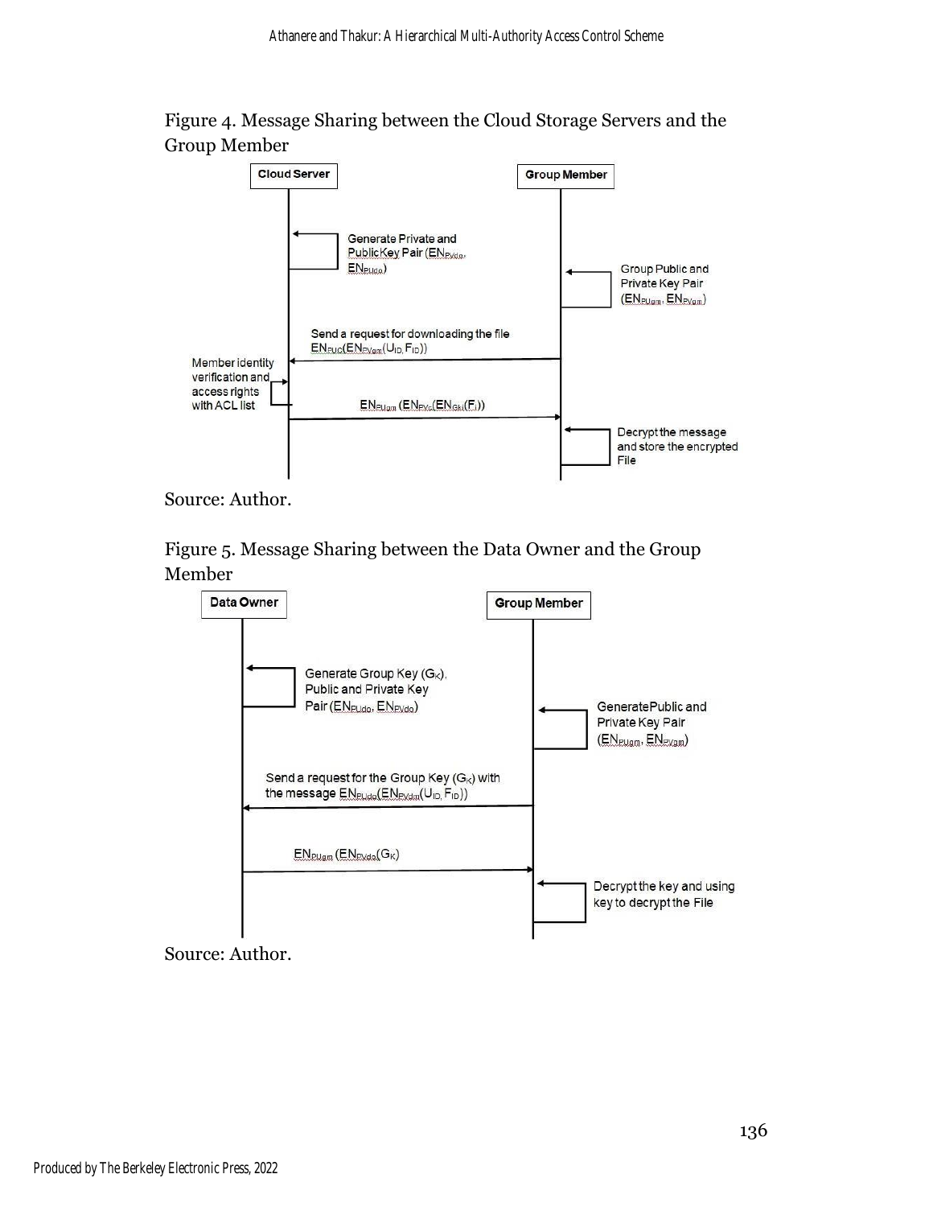Figure 4. Message Sharing between the Cloud Storage Servers and the Group Member

Cloud Server

Group Member

Generate Private and PublicKey Pair ($EN_{PVdo}$, $EN_{PUdo}$)

Group Public and Private Key Pair ($EN_{PUgm}$, $EN_{PVgm}$)

Send a request for downloading the file $EN_{PUC}(EN_{PVgm}(U_{ID}, F_{ID}))$

Member identity verification and access rights with ACL list

$EN_{PUgm}(EN_{PVc}(EN_{Gk}(F_i))$

Decrypt the message and store the encrypted File

Source: Author.

Figure 5. Message Sharing between the Data Owner and the Group Member

Data Owner

Group Member

Generate Group Key ($G_K$), Public and Private Key Pair ($EN_{PUdo}$, $EN_{PVdo}$)

GeneratePublic and Private Key Pair ($EN_{PUgm}$, $EN_{PVgm}$)

Send a request for the Group Key ($G_K$) with the message $EN_{PUdo}(EN_{PVdm}(U_{ID}, F_{ID}))$

$EN_{PUgm}(EN_{PVdo}(G_K)$

Decrypt the key and using key to decrypt the File

Source: Author.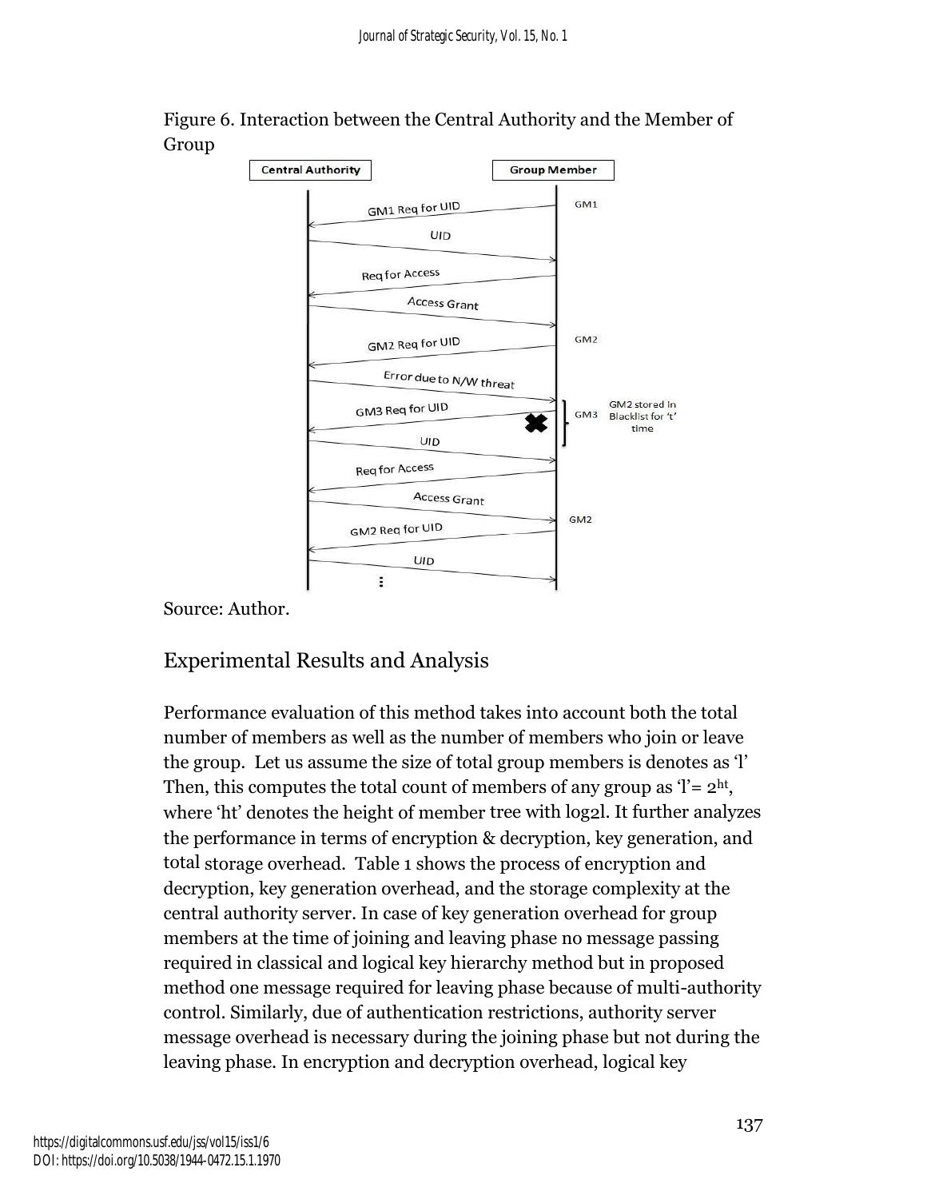Figure 6. Interaction between the Central Authority and the Member of Group

Source: Author.

## Experimental Results and Analysis

Performance evaluation of this method takes into account both the total number of members as well as the number of members who join or leave the group. Let us assume the size of total group members is denotes as 'l' Then, this computes the total count of members of any group as 'l'= $2^{ht}$, where 'ht' denotes the height of member tree with $\log_2 l$. It further analyzes the performance in terms of encryption & decryption, key generation, and total storage overhead. Table 1 shows the process of encryption and decryption, key generation overhead, and the storage complexity at the central authority server. In case of key generation overhead for group members at the time of joining and leaving phase no message passing required in classical and logical key hierarchy method but in proposed method one message required for leaving phase because of multi-authority control. Similarly, due of authentication restrictions, authority server message overhead is necessary during the joining phase but not during the leaving phase. In encryption and decryption overhead, logical key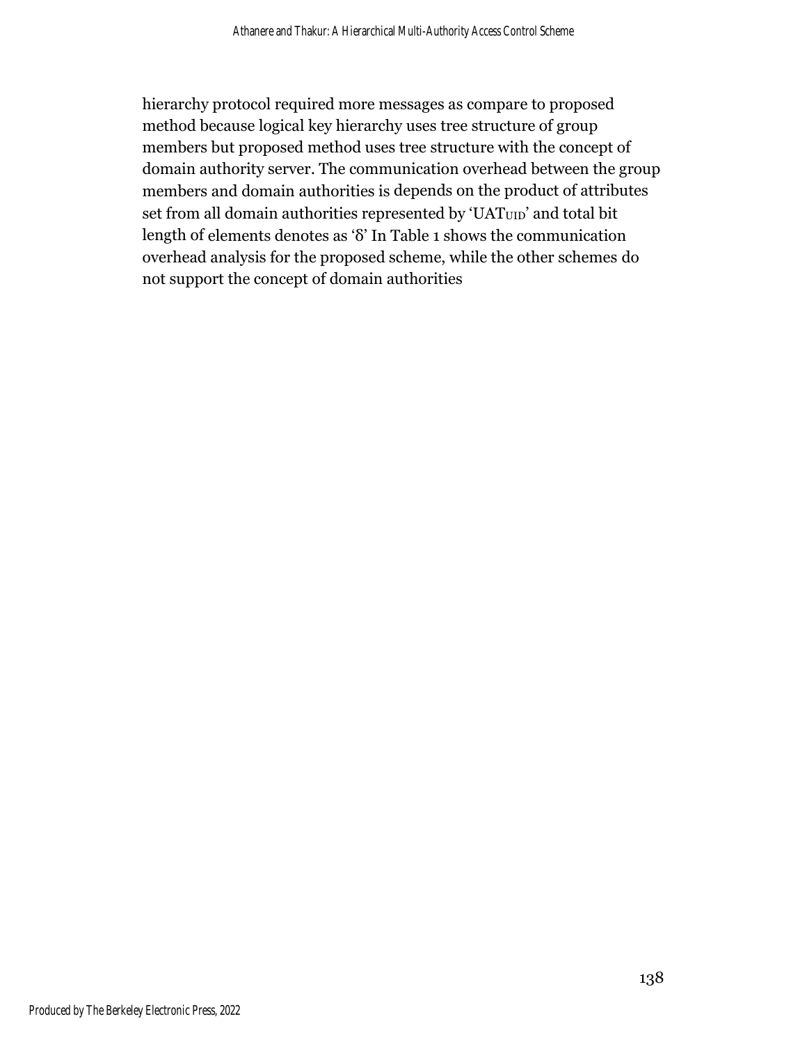hierarchy protocol required more messages as compare to proposed method because logical key hierarchy uses tree structure of group members but proposed method uses tree structure with the concept of domain authority server. The communication overhead between the group members and domain authorities is depends on the product of attributes set from all domain authorities represented by '$UAT_{UID}$' and total bit length of elements denotes as 'δ' In Table 1 shows the communication overhead analysis for the proposed scheme, while the other schemes do not support the concept of domain authorities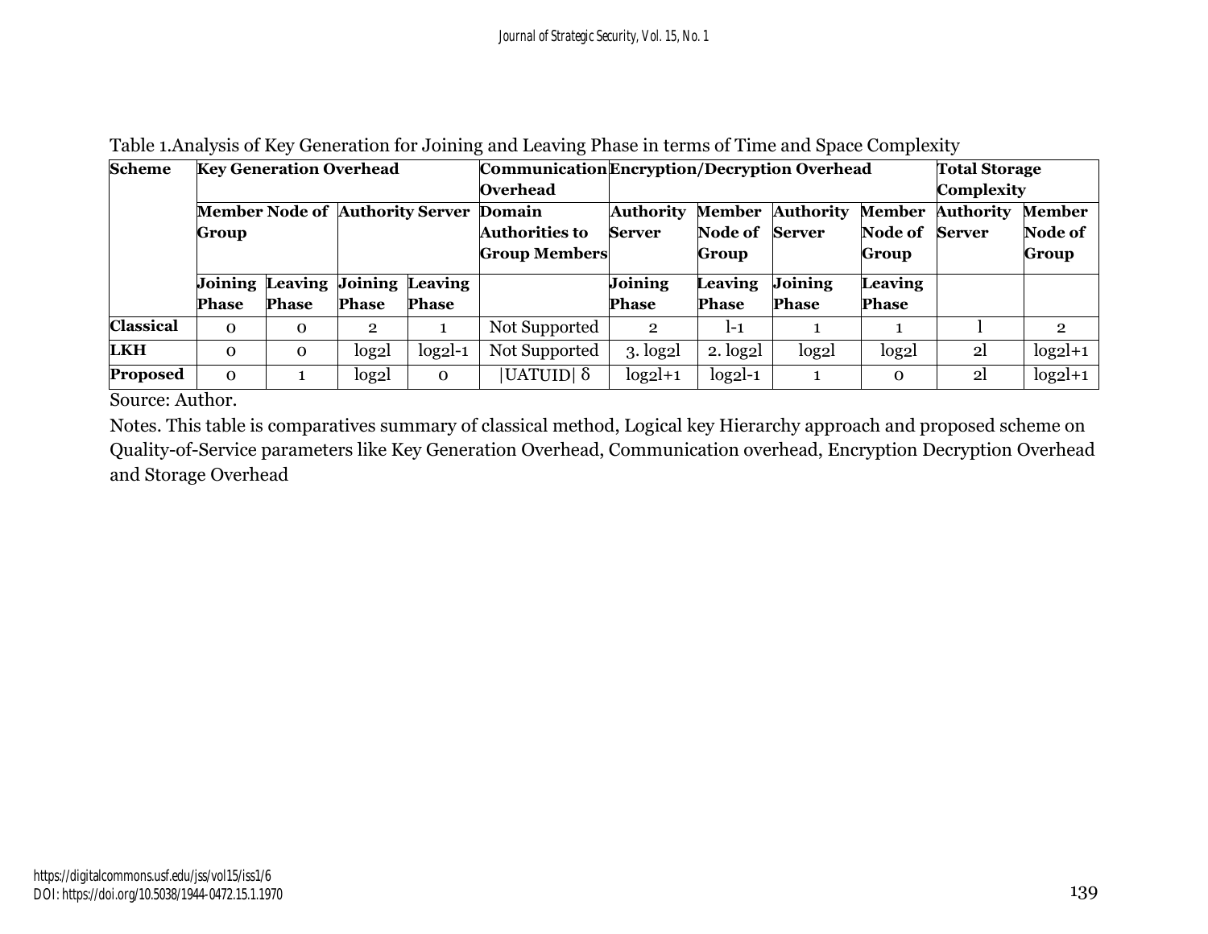Table 1.Analysis of Key Generation for Joining and Leaving Phase in terms of Time and Space Complexity

| Scheme | Key Generation Overhead | | | | Communication Overhead | Encryption/Decryption Overhead | | | | Total Storage Complexity | |
|---|---|---|---|---|---|---|---|---|---|---|---|
| | Member Node of Group | | Authority Server | | Domain Authorities to Group Members | Authority Server | Member Node of Group | Authority Server | Member Node of Group | Authority Server | Member Node of Group |
| | Joining Phase | Leaving Phase | Joining Phase | Leaving Phase | | Joining Phase | Leaving Phase | Joining Phase | Leaving Phase | | |
| **Classical** | 0 | 0 | 2 | 1 | Not Supported | 2 | l-1 | 1 | 1 | l | 2 |
| **LKH** | 0 | 0 | log2l | log2l-1 | Not Supported | 3. log2l | 2. log2l | log2l | log2l | 2l | log2l+1 |
| **Proposed** | 0 | 1 | log2l | 0 | $\|UATUID\|\ \delta$ | log2l+1 | log2l-1 | 1 | 0 | 2l | log2l+1 |

Source: Author.

Notes. This table is comparatives summary of classical method, Logical key Hierarchy approach and proposed scheme on Quality-of-Service parameters like Key Generation Overhead, Communication overhead, Encryption Decryption Overhead and Storage Overhead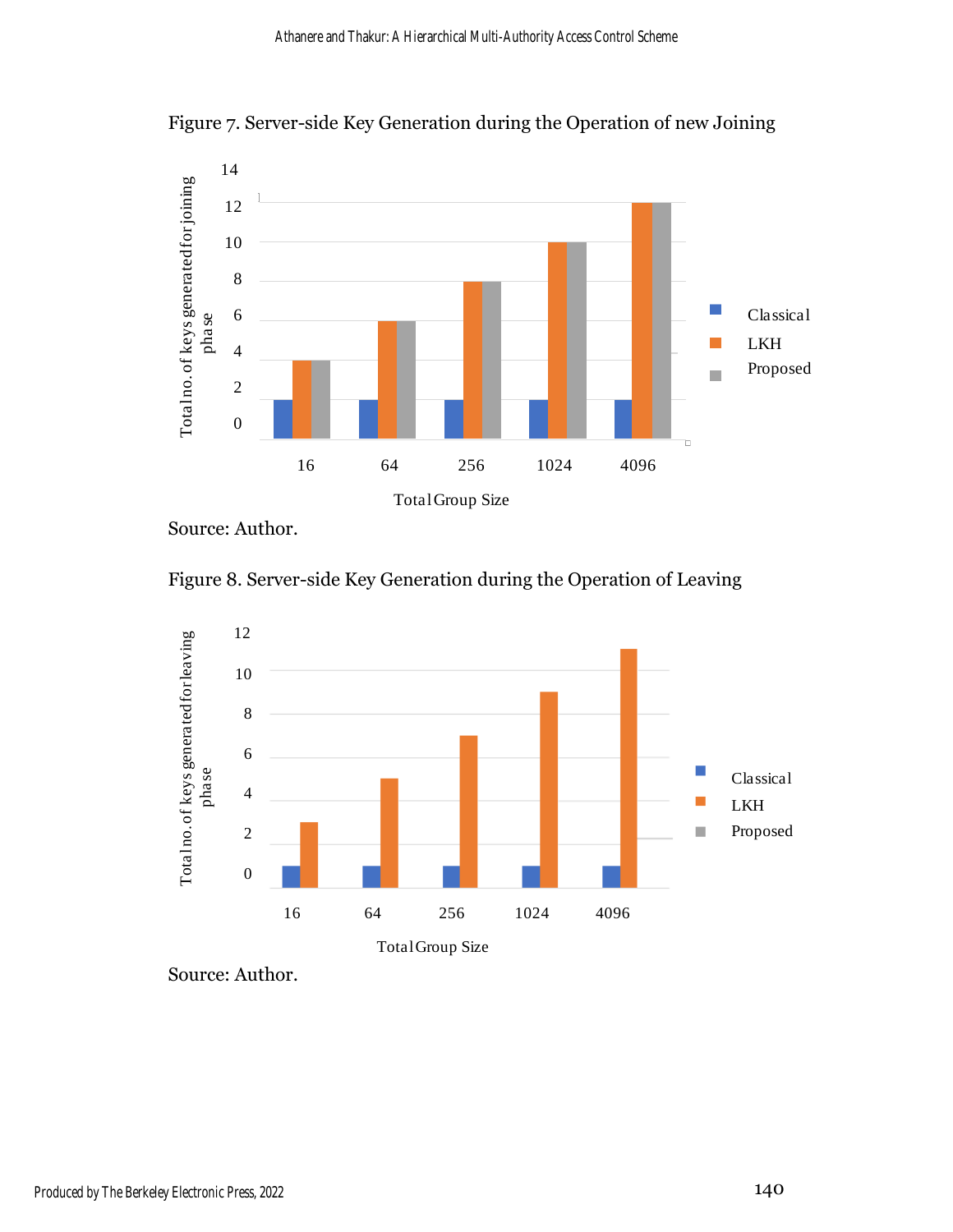Figure 7. Server-side Key Generation during the Operation of new Joining

Source: Author.

Figure 8. Server-side Key Generation during the Operation of Leaving

Source: Author.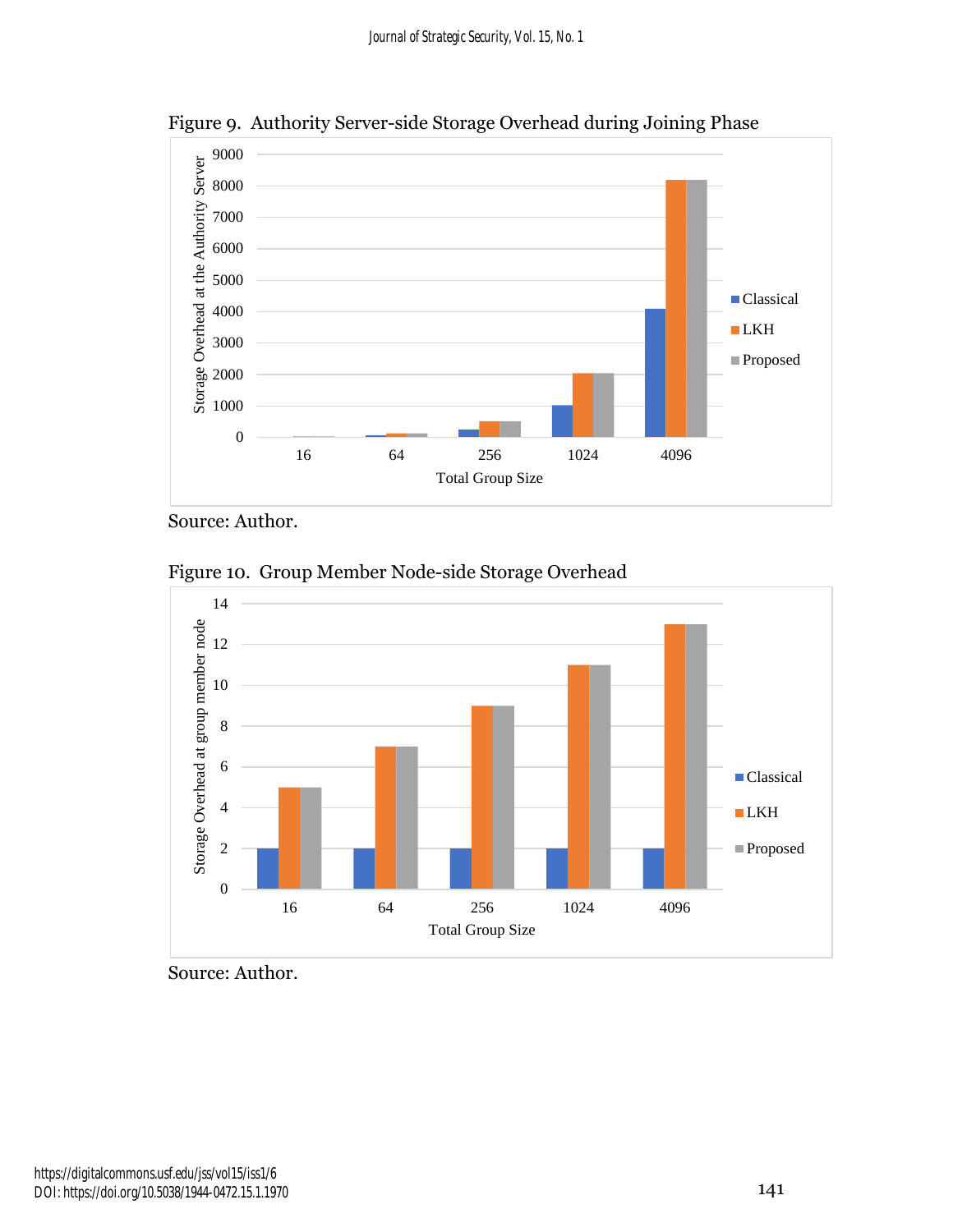Figure 9. Authority Server-side Storage Overhead during Joining Phase

Source: Author.

Figure 10. Group Member Node-side Storage Overhead

Source: Author.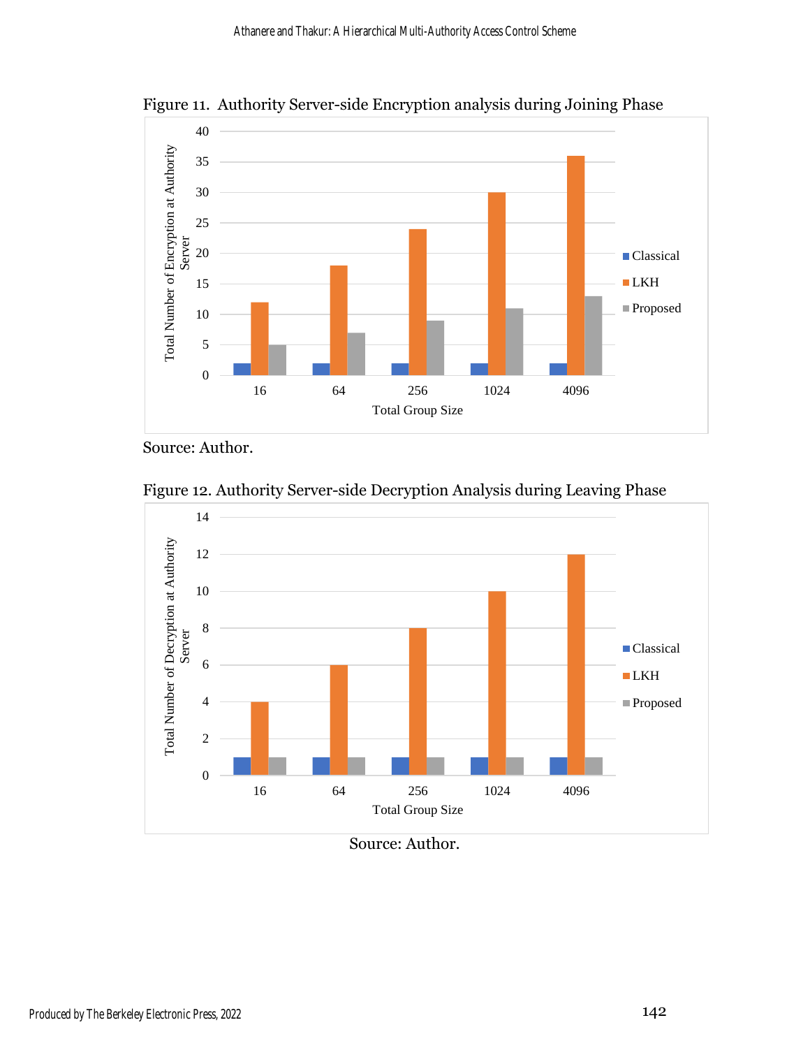Figure 11. Authority Server-side Encryption analysis during Joining Phase

Source: Author.

Figure 12. Authority Server-side Decryption Analysis during Leaving Phase

Source: Author.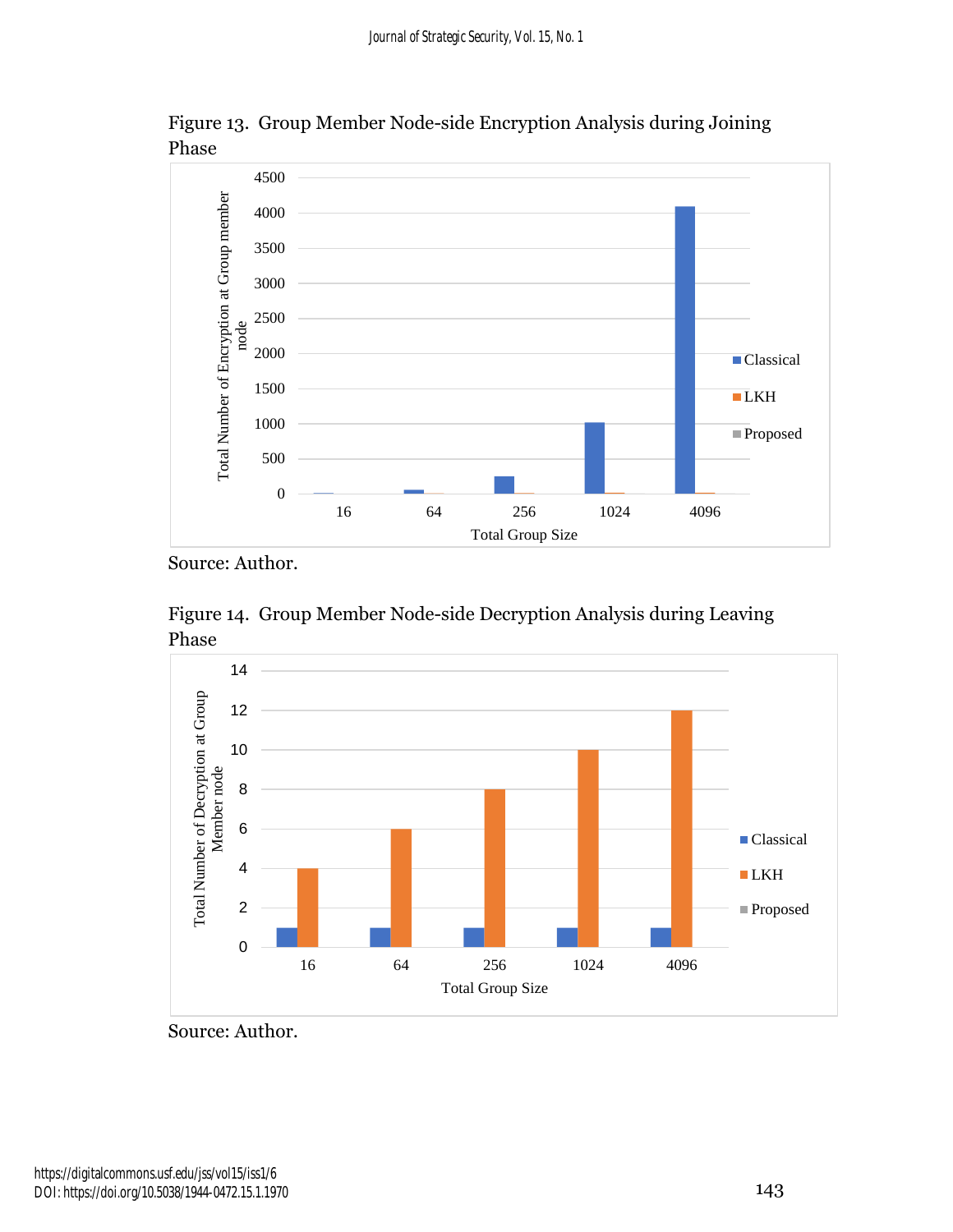Figure 13. Group Member Node-side Encryption Analysis during Joining Phase

Source: Author.

Figure 14. Group Member Node-side Decryption Analysis during Leaving Phase

Source: Author.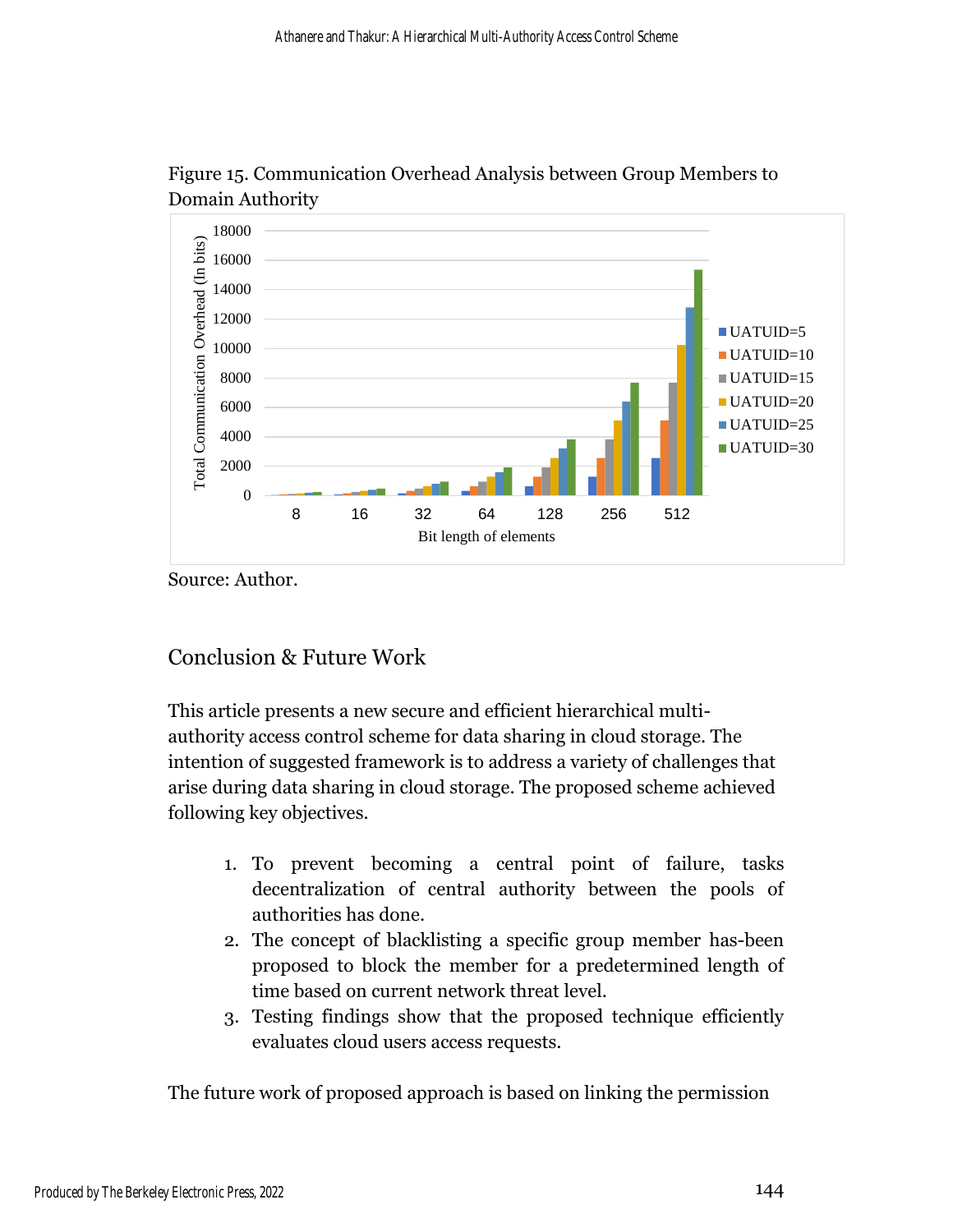Figure 15. Communication Overhead Analysis between Group Members to Domain Authority

Source: Author.

## Conclusion & Future Work

This article presents a new secure and efficient hierarchical multi-authority access control scheme for data sharing in cloud storage. The intention of suggested framework is to address a variety of challenges that arise during data sharing in cloud storage. The proposed scheme achieved following key objectives.

1. To prevent becoming a central point of failure, tasks decentralization of central authority between the pools of authorities has done.
2. The concept of blacklisting a specific group member has-been proposed to block the member for a predetermined length of time based on current network threat level.
3. Testing findings show that the proposed technique efficiently evaluates cloud users access requests.

The future work of proposed approach is based on linking the permission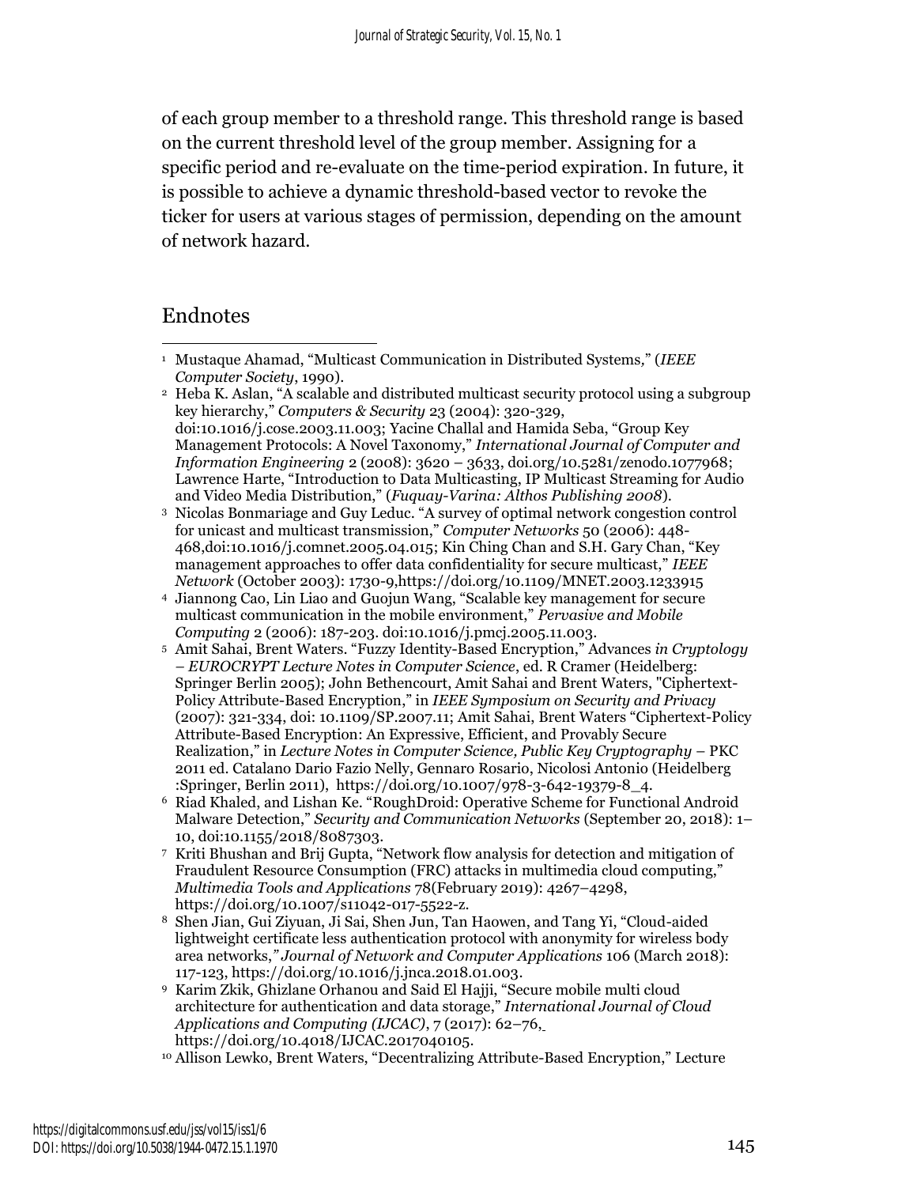of each group member to a threshold range. This threshold range is based on the current threshold level of the group member. Assigning for a specific period and re-evaluate on the time-period expiration. In future, it is possible to achieve a dynamic threshold-based vector to revoke the ticker for users at various stages of permission, depending on the amount of network hazard.

## Endnotes

[1] Mustaque Ahamad, "Multicast Communication in Distributed Systems," (*IEEE Computer Society*, 1990).

[2] Heba K. Aslan, "A scalable and distributed multicast security protocol using a subgroup key hierarchy," *Computers & Security* 23 (2004): 320-329, doi:10.1016/j.cose.2003.11.003; Yacine Challal and Hamida Seba, "Group Key Management Protocols: A Novel Taxonomy," *International Journal of Computer and Information Engineering* 2 (2008): 3620 – 3633, doi.org/10.5281/zenodo.1077968; Lawrence Harte, "Introduction to Data Multicasting, IP Multicast Streaming for Audio and Video Media Distribution," (*Fuquay-Varina: Althos Publishing 2008*).

[3] Nicolas Bonmariage and Guy Leduc. "A survey of optimal network congestion control for unicast and multicast transmission," *Computer Networks* 50 (2006): 448-468,doi:10.1016/j.comnet.2005.04.015; Kin Ching Chan and S.H. Gary Chan, "Key management approaches to offer data confidentiality for secure multicast," *IEEE Network* (October 2003): 1730-9,https://doi.org/10.1109/MNET.2003.1233915

[4] Jiannong Cao, Lin Liao and Guojun Wang, "Scalable key management for secure multicast communication in the mobile environment," *Pervasive and Mobile Computing* 2 (2006): 187-203. doi:10.1016/j.pmcj.2005.11.003.

[5] Amit Sahai, Brent Waters. "Fuzzy Identity-Based Encryption," Advances *in Cryptology – EUROCRYPT Lecture Notes in Computer Science*, ed. R Cramer (Heidelberg: Springer Berlin 2005); John Bethencourt, Amit Sahai and Brent Waters, "Ciphertext-Policy Attribute-Based Encryption," in *IEEE Symposium on Security and Privacy* (2007): 321-334, doi: 10.1109/SP.2007.11; Amit Sahai, Brent Waters "Ciphertext-Policy Attribute-Based Encryption: An Expressive, Efficient, and Provably Secure Realization," in *Lecture Notes in Computer Science, Public Key Cryptography* – PKC 2011 ed. Catalano Dario Fazio Nelly, Gennaro Rosario, Nicolosi Antonio (Heidelberg :Springer, Berlin 2011), https://doi.org/10.1007/978-3-642-19379-8_4.

[6] Riad Khaled, and Lishan Ke. "RoughDroid: Operative Scheme for Functional Android Malware Detection," *Security and Communication Networks* (September 20, 2018): 1–10, doi:10.1155/2018/8087303.

[7] Kriti Bhushan and Brij Gupta, "Network flow analysis for detection and mitigation of Fraudulent Resource Consumption (FRC) attacks in multimedia cloud computing," *Multimedia Tools and Applications* 78(February 2019): 4267–4298, https://doi.org/10.1007/s11042-017-5522-z.

[8] Shen Jian, Gui Ziyuan, Ji Sai, Shen Jun, Tan Haowen, and Tang Yi, "Cloud-aided lightweight certificate less authentication protocol with anonymity for wireless body area networks," *Journal of Network and Computer Applications* 106 (March 2018): 117-123, https://doi.org/10.1016/j.jnca.2018.01.003.

[9] Karim Zkik, Ghizlane Orhanou and Said El Hajji, "Secure mobile multi cloud architecture for authentication and data storage," *International Journal of Cloud Applications and Computing (IJCAC)*, 7 (2017): 62–76, https://doi.org/10.4018/IJCAC.2017040105.

[10] Allison Lewko, Brent Waters, "Decentralizing Attribute-Based Encryption," Lecture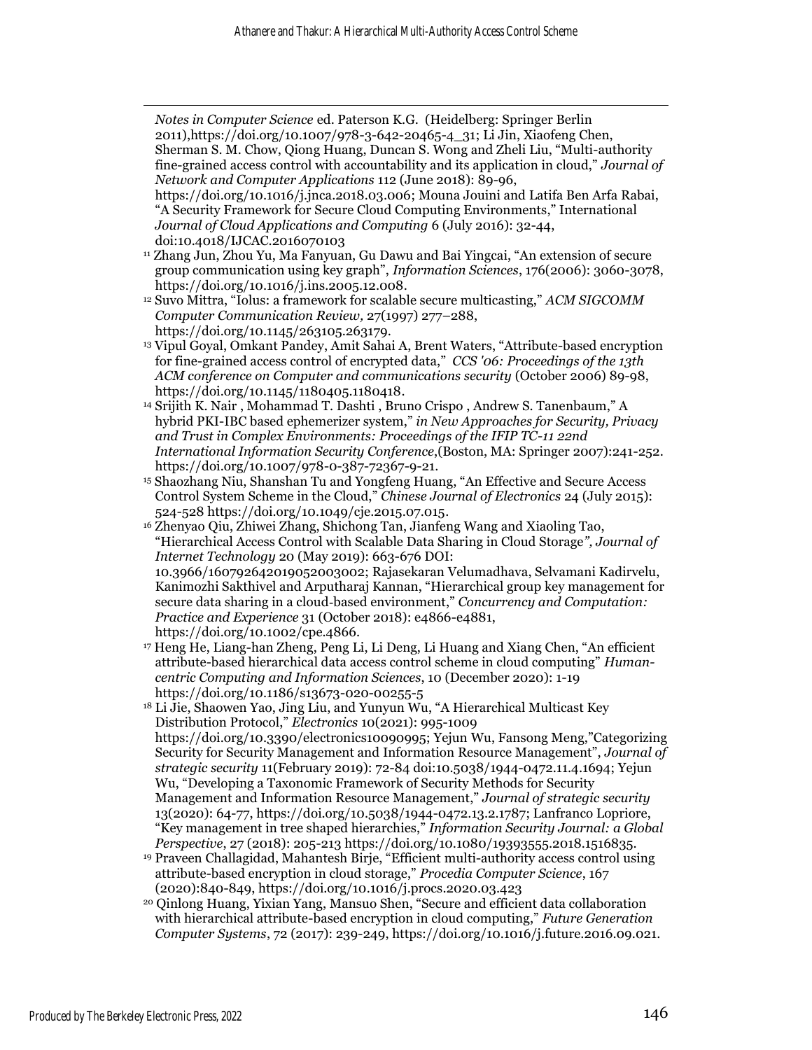*Notes in Computer Science* ed. Paterson K.G. (Heidelberg: Springer Berlin 2011),https://doi.org/10.1007/978-3-642-20465-4_31; Li Jin, Xiaofeng Chen, Sherman S. M. Chow, Qiong Huang, Duncan S. Wong and Zheli Liu, "Multi-authority fine-grained access control with accountability and its application in cloud," *Journal of Network and Computer Applications* 112 (June 2018): 89-96, https://doi.org/10.1016/j.jnca.2018.03.006; Mouna Jouini and Latifa Ben Arfa Rabai, "A Security Framework for Secure Cloud Computing Environments," International *Journal of Cloud Applications and Computing* 6 (July 2016): 32-44, doi:10.4018/IJCAC.2016070103

[11] Zhang Jun, Zhou Yu, Ma Fanyuan, Gu Dawu and Bai Yingcai, "An extension of secure group communication using key graph", *Information Sciences*, 176(2006): 3060-3078, https://doi.org/10.1016/j.ins.2005.12.008.

[12] Suvo Mittra, "Iolus: a framework for scalable secure multicasting," *ACM SIGCOMM Computer Communication Review,* 27(1997) 277–288, https://doi.org/10.1145/263105.263179.

[13] Vipul Goyal, Omkant Pandey, Amit Sahai A, Brent Waters, "Attribute-based encryption for fine-grained access control of encrypted data," *CCS '06: Proceedings of the 13th ACM conference on Computer and communications security* (October 2006) 89-98, https://doi.org/10.1145/1180405.1180418.

[14] Srijith K. Nair , Mohammad T. Dashti , Bruno Crispo , Andrew S. Tanenbaum," A hybrid PKI-IBC based ephemerizer system," *in New Approaches for Security, Privacy and Trust in Complex Environments: Proceedings of the IFIP TC-11 22nd International Information Security Conference*,(Boston, MA: Springer 2007):241-252. https://doi.org/10.1007/978-0-387-72367-9-21.

[15] Shaozhang Niu, Shanshan Tu and Yongfeng Huang, "An Effective and Secure Access Control System Scheme in the Cloud," *Chinese Journal of Electronics* 24 (July 2015): 524-528 https://doi.org/10.1049/cje.2015.07.015.

[16] Zhenyao Qiu, Zhiwei Zhang, Shichong Tan, Jianfeng Wang and Xiaoling Tao, "Hierarchical Access Control with Scalable Data Sharing in Cloud Storage*", Journal of Internet Technology* 20 (May 2019): 663-676 DOI: 10.3966/160792642019052003002; Rajasekaran Velumadhava, Selvamani Kadirvelu, Kanimozhi Sakthivel and Arputharaj Kannan, "Hierarchical group key management for secure data sharing in a cloud-based environment," *Concurrency and Computation: Practice and Experience* 31 (October 2018): e4866-e4881, https://doi.org/10.1002/cpe.4866.

[17] Heng He, Liang-han Zheng, Peng Li, Li Deng, Li Huang and Xiang Chen, "An efficient attribute-based hierarchical data access control scheme in cloud computing" *Human-centric Computing and Information Sciences*, 10 (December 2020): 1-19 https://doi.org/10.1186/s13673-020-00255-5

[18] Li Jie, Shaowen Yao, Jing Liu, and Yunyun Wu, "A Hierarchical Multicast Key Distribution Protocol," *Electronics* 10(2021): 995-1009 https://doi.org/10.3390/electronics10090995; Yejun Wu, Fansong Meng,"Categorizing Security for Security Management and Information Resource Management", *Journal of strategic security* 11(February 2019): 72-84 doi:10.5038/1944-0472.11.4.1694; Yejun Wu, "Developing a Taxonomic Framework of Security Methods for Security Management and Information Resource Management," *Journal of strategic security* 13(2020): 64-77, https://doi.org/10.5038/1944-0472.13.2.1787; Lanfranco Lopriore, "Key management in tree shaped hierarchies," *Information Security Journal: a Global Perspective*, 27 (2018): 205-213 https://doi.org/10.1080/19393555.2018.1516835.

[19] Praveen Challagidad, Mahantesh Birje, "Efficient multi-authority access control using attribute-based encryption in cloud storage," *Procedia Computer Science*, 167 (2020):840-849, https://doi.org/10.1016/j.procs.2020.03.423

[20] Qinlong Huang, Yixian Yang, Mansuo Shen, "Secure and efficient data collaboration with hierarchical attribute-based encryption in cloud computing," *Future Generation Computer Systems*, 72 (2017): 239-249, https://doi.org/10.1016/j.future.2016.09.021.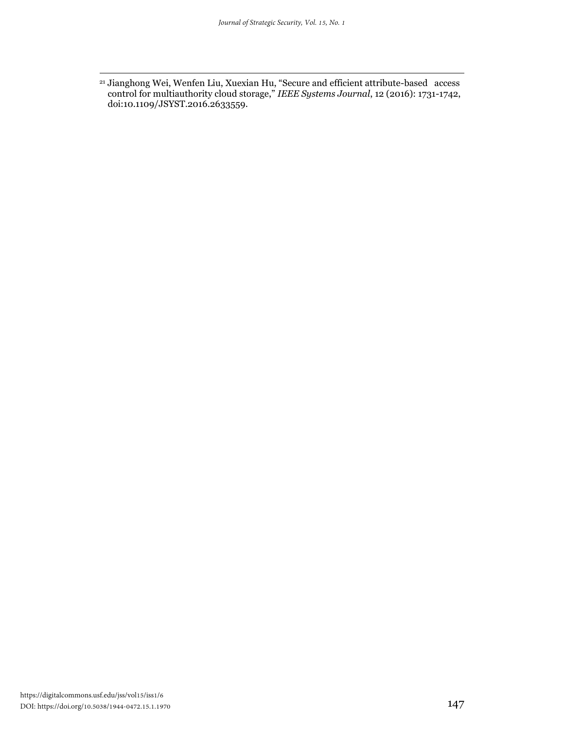[21] Jianghong Wei, Wenfen Liu, Xuexian Hu, "Secure and efficient attribute-based access control for multiauthority cloud storage," *IEEE Systems Journal*, 12 (2016): 1731-1742, doi:10.1109/JSYST.2016.2633559.